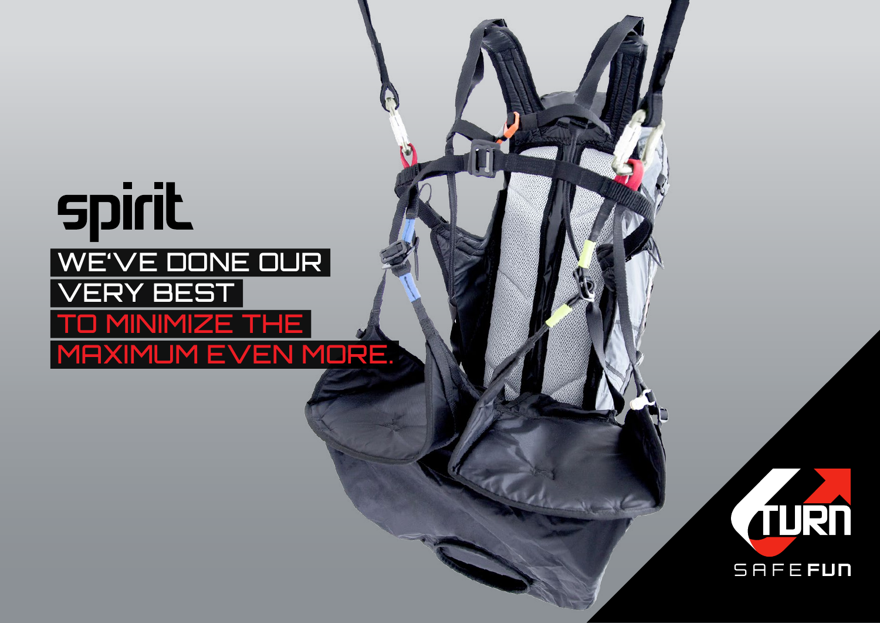# spirit

WE'VE DONE OUR VERY BEST TO MINIMIZE THE MAXIMUM EVEN MORE.

TURN

SAFE FUN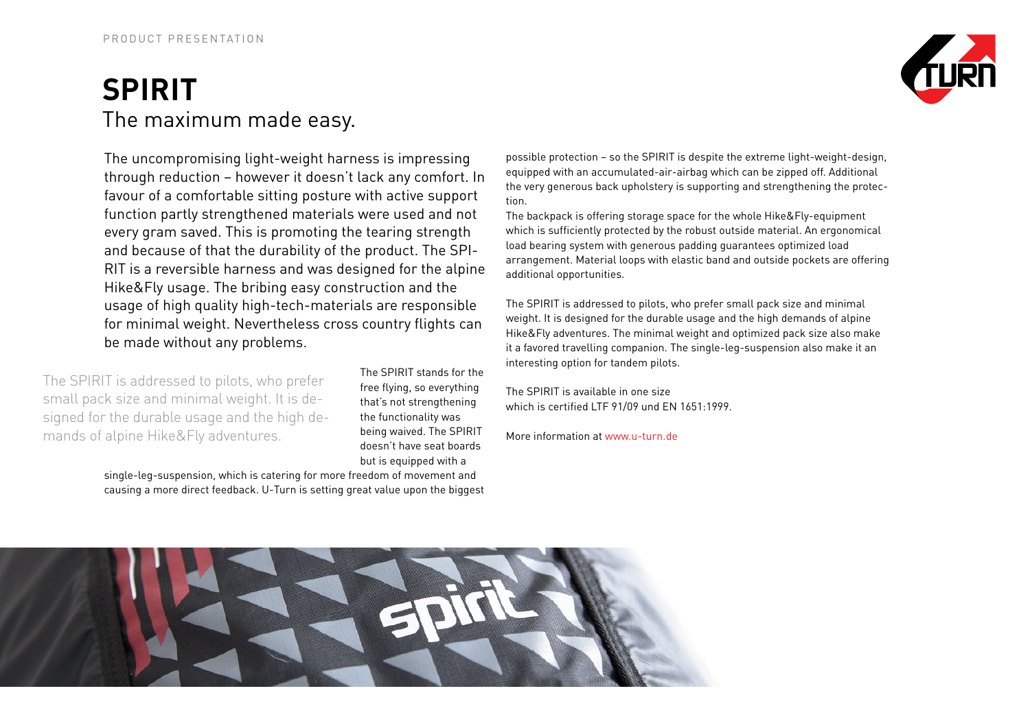PRODUCT PRESENTATION

# SPIRIT

## The maximum made easy.

The uncompromising light-weight harness is impressing through reduction – however it doesn't lack any comfort. In favour of a comfortable sitting posture with active support function partly strengthened materials were used and not every gram saved. This is promoting the tearing strength and because of that the durability of the product. The SPIRIT is a reversible harness and was designed for the alpine Hike&Fly usage. The bribing easy construction and the usage of high quality high-tech-materials are responsible for minimal weight. Nevertheless cross country flights can be made without any problems.

The SPIRIT is addressed to pilots, who prefer small pack size and minimal weight. It is designed for the durable usage and the high demands of alpine Hike&Fly adventures.

The SPIRIT stands for the free flying, so everything that's not strengthening the functionality was being waived. The SPIRIT doesn't have seat boards but is equipped with a single-leg-suspension, which is catering for more freedom of movement and causing a more direct feedback. U-Turn is setting great value upon the biggest possible protection – so the SPIRIT is despite the extreme light-weight-design, equipped with an accumulated-air-airbag which can be zipped off. Additional the very generous back upholstery is supporting and strengthening the protection.

The backpack is offering storage space for the whole Hike&Fly-equipment which is sufficiently protected by the robust outside material. An ergonomical load bearing system with generous padding guarantees optimized load arrangement. Material loops with elastic band and outside pockets are offering additional opportunities.

The SPIRIT is addressed to pilots, who prefer small pack size and minimal weight. It is designed for the durable usage and the high demands of alpine Hike&Fly adventures. The minimal weight and optimized pack size also make it a favored travelling companion. The single-leg-suspension also make it an interesting option for tandem pilots.

The SPIRIT is available in one size which is certified LTF 91/09 und EN 1651:1999.

More information at www.u-turn.de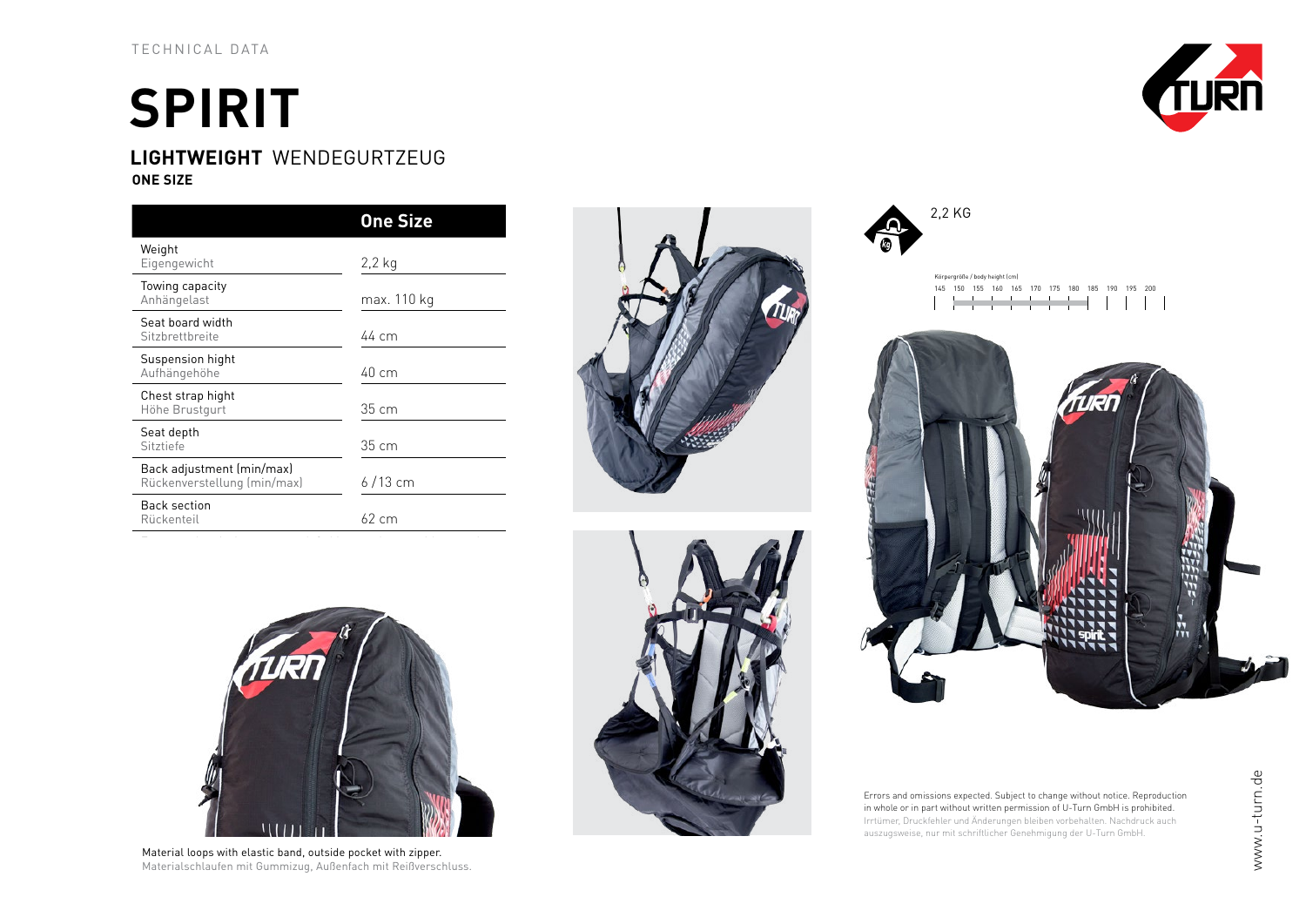TECHNICAL DATA

# SPIRIT

## **LIGHTWEIGHT** WENDEGURTZEUG

**ONE SIZE**

| | One Size |
|---|---|
| Weight<br>Eigengewicht | 2,2 kg |
| Towing capacity<br>Anhängelast | max. 110 kg |
| Seat board width<br>Sitzbrettbreite | 44 cm |
| Suspension hight<br>Aufhängehöhe | 40 cm |
| Chest strap hight<br>Höhe Brustgurt | 35 cm |
| Seat depth<br>Sitztiefe | 35 cm |
| Back adjustment (min/max)<br>Rückenverstellung (min/max) | 6 / 13 cm |
| Back section<br>Rückenteil | 62 cm |

2,2 KG

Körpergröße / body height (cm)

145 150 155 160 165 170 175 180 185 190 195 200

Material loops with elastic band, outside pocket with zipper.
Materialschlaufen mit Gummizug, Außenfach mit Reißverschluss.

Errors and omissions expected. Subject to change without notice. Reproduction in whole or in part without written permission of U-Turn GmbH is prohibited.
Irrtümer, Druckfehler und Änderungen bleiben vorbehalten. Nachdruck auch auszugsweise, nur mit schriftlicher Genehmigung der U-Turn GmbH.

www.u-turn.de